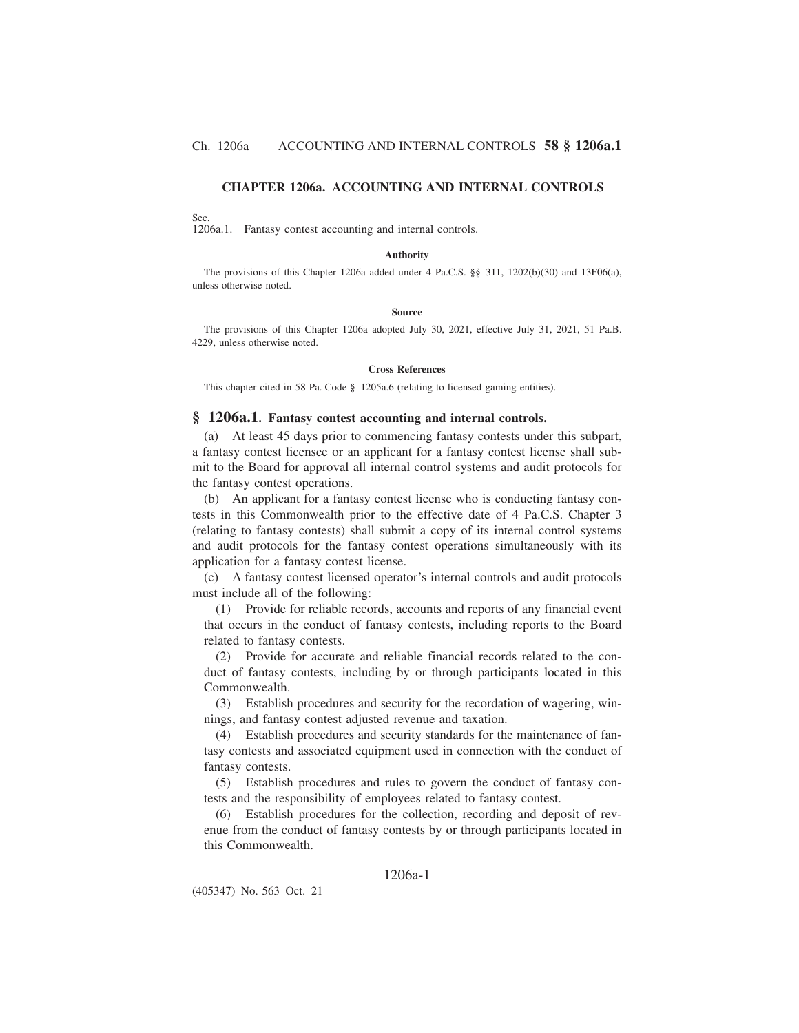## CHAPTER 1206a. ACCOUNTING AND INTERNAL CONTROLS

Sec.
1206a.1. Fantasy contest accounting and internal controls.

#### Authority

The provisions of this Chapter 1206a added under 4 Pa.C.S. §§ 311, 1202(b)(30) and 13F06(a), unless otherwise noted.

#### Source

The provisions of this Chapter 1206a adopted July 30, 2021, effective July 31, 2021, 51 Pa.B. 4229, unless otherwise noted.

#### Cross References

This chapter cited in 58 Pa. Code § 1205a.6 (relating to licensed gaming entities).

### § 1206a.1. Fantasy contest accounting and internal controls.

(a) At least 45 days prior to commencing fantasy contests under this subpart, a fantasy contest licensee or an applicant for a fantasy contest license shall submit to the Board for approval all internal control systems and audit protocols for the fantasy contest operations.

(b) An applicant for a fantasy contest license who is conducting fantasy contests in this Commonwealth prior to the effective date of 4 Pa.C.S. Chapter 3 (relating to fantasy contests) shall submit a copy of its internal control systems and audit protocols for the fantasy contest operations simultaneously with its application for a fantasy contest license.

(c) A fantasy contest licensed operator's internal controls and audit protocols must include all of the following:

(1) Provide for reliable records, accounts and reports of any financial event that occurs in the conduct of fantasy contests, including reports to the Board related to fantasy contests.

(2) Provide for accurate and reliable financial records related to the conduct of fantasy contests, including by or through participants located in this Commonwealth.

(3) Establish procedures and security for the recordation of wagering, winnings, and fantasy contest adjusted revenue and taxation.

(4) Establish procedures and security standards for the maintenance of fantasy contests and associated equipment used in connection with the conduct of fantasy contests.

(5) Establish procedures and rules to govern the conduct of fantasy contests and the responsibility of employees related to fantasy contest.

(6) Establish procedures for the collection, recording and deposit of revenue from the conduct of fantasy contests by or through participants located in this Commonwealth.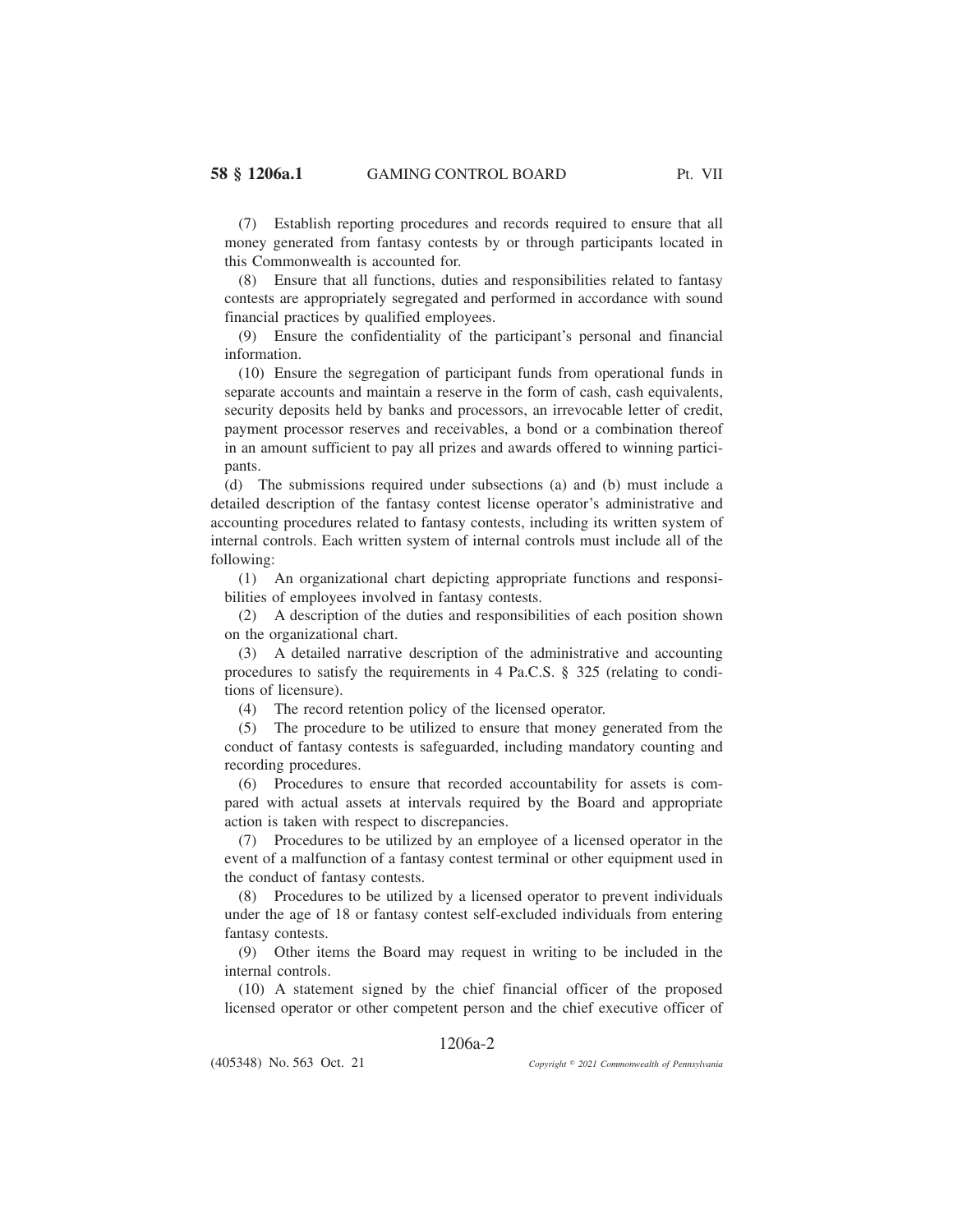(7) Establish reporting procedures and records required to ensure that all money generated from fantasy contests by or through participants located in this Commonwealth is accounted for.

(8) Ensure that all functions, duties and responsibilities related to fantasy contests are appropriately segregated and performed in accordance with sound financial practices by qualified employees.

(9) Ensure the confidentiality of the participant's personal and financial information.

(10) Ensure the segregation of participant funds from operational funds in separate accounts and maintain a reserve in the form of cash, cash equivalents, security deposits held by banks and processors, an irrevocable letter of credit, payment processor reserves and receivables, a bond or a combination thereof in an amount sufficient to pay all prizes and awards offered to winning participants.

(d) The submissions required under subsections (a) and (b) must include a detailed description of the fantasy contest license operator's administrative and accounting procedures related to fantasy contests, including its written system of internal controls. Each written system of internal controls must include all of the following:

(1) An organizational chart depicting appropriate functions and responsibilities of employees involved in fantasy contests.

(2) A description of the duties and responsibilities of each position shown on the organizational chart.

(3) A detailed narrative description of the administrative and accounting procedures to satisfy the requirements in 4 Pa.C.S. § 325 (relating to conditions of licensure).

(4) The record retention policy of the licensed operator.

(5) The procedure to be utilized to ensure that money generated from the conduct of fantasy contests is safeguarded, including mandatory counting and recording procedures.

(6) Procedures to ensure that recorded accountability for assets is compared with actual assets at intervals required by the Board and appropriate action is taken with respect to discrepancies.

(7) Procedures to be utilized by an employee of a licensed operator in the event of a malfunction of a fantasy contest terminal or other equipment used in the conduct of fantasy contests.

(8) Procedures to be utilized by a licensed operator to prevent individuals under the age of 18 or fantasy contest self-excluded individuals from entering fantasy contests.

(9) Other items the Board may request in writing to be included in the internal controls.

(10) A statement signed by the chief financial officer of the proposed licensed operator or other competent person and the chief executive officer of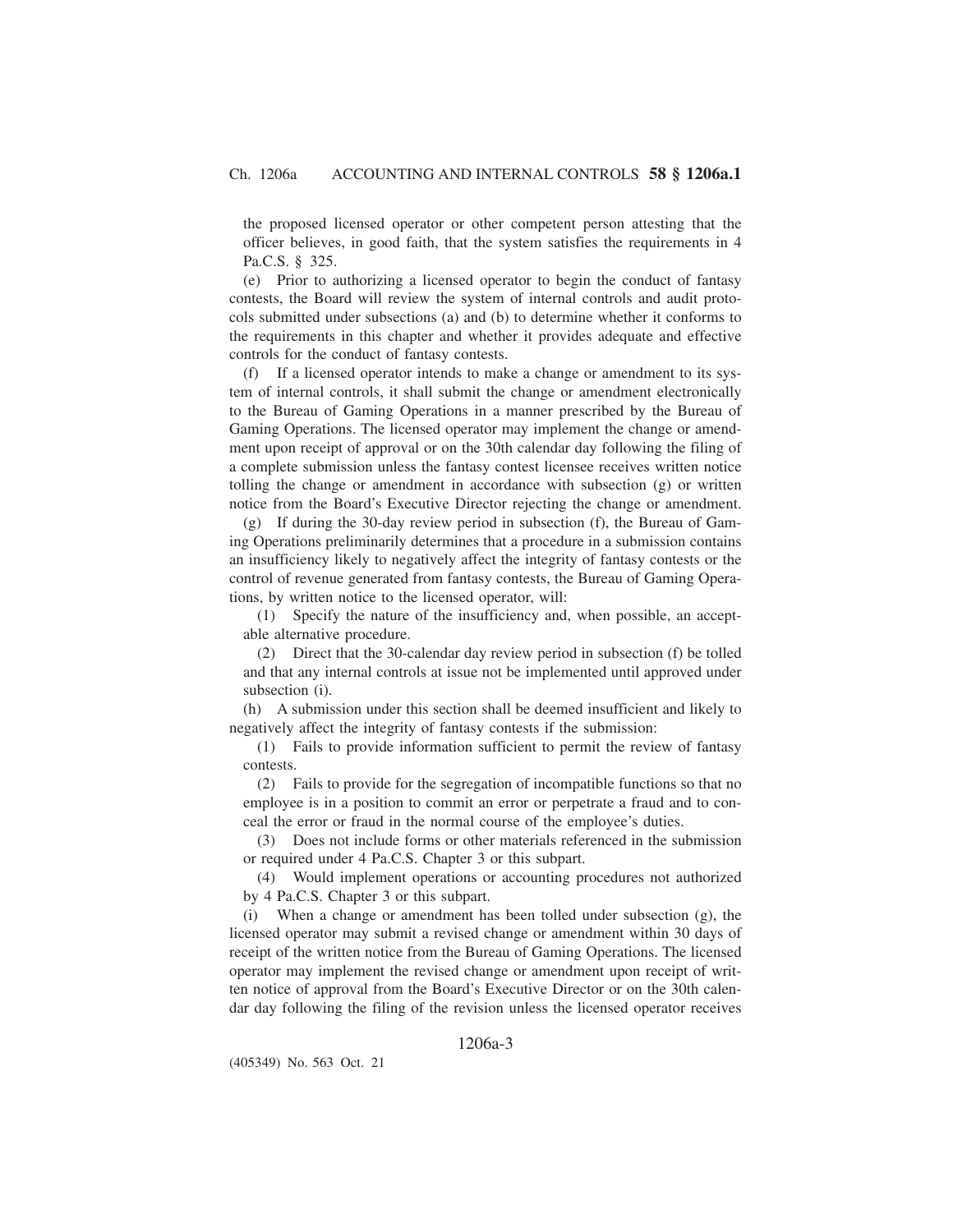the proposed licensed operator or other competent person attesting that the officer believes, in good faith, that the system satisfies the requirements in 4 Pa.C.S. § 325.

(e) Prior to authorizing a licensed operator to begin the conduct of fantasy contests, the Board will review the system of internal controls and audit protocols submitted under subsections (a) and (b) to determine whether it conforms to the requirements in this chapter and whether it provides adequate and effective controls for the conduct of fantasy contests.

(f) If a licensed operator intends to make a change or amendment to its system of internal controls, it shall submit the change or amendment electronically to the Bureau of Gaming Operations in a manner prescribed by the Bureau of Gaming Operations. The licensed operator may implement the change or amendment upon receipt of approval or on the 30th calendar day following the filing of a complete submission unless the fantasy contest licensee receives written notice tolling the change or amendment in accordance with subsection (g) or written notice from the Board's Executive Director rejecting the change or amendment.

(g) If during the 30-day review period in subsection (f), the Bureau of Gaming Operations preliminarily determines that a procedure in a submission contains an insufficiency likely to negatively affect the integrity of fantasy contests or the control of revenue generated from fantasy contests, the Bureau of Gaming Operations, by written notice to the licensed operator, will:

(1) Specify the nature of the insufficiency and, when possible, an acceptable alternative procedure.

(2) Direct that the 30-calendar day review period in subsection (f) be tolled and that any internal controls at issue not be implemented until approved under subsection (i).

(h) A submission under this section shall be deemed insufficient and likely to negatively affect the integrity of fantasy contests if the submission:

(1) Fails to provide information sufficient to permit the review of fantasy contests.

(2) Fails to provide for the segregation of incompatible functions so that no employee is in a position to commit an error or perpetrate a fraud and to conceal the error or fraud in the normal course of the employee's duties.

(3) Does not include forms or other materials referenced in the submission or required under 4 Pa.C.S. Chapter 3 or this subpart.

(4) Would implement operations or accounting procedures not authorized by 4 Pa.C.S. Chapter 3 or this subpart.

(i) When a change or amendment has been tolled under subsection (g), the licensed operator may submit a revised change or amendment within 30 days of receipt of the written notice from the Bureau of Gaming Operations. The licensed operator may implement the revised change or amendment upon receipt of written notice of approval from the Board's Executive Director or on the 30th calendar day following the filing of the revision unless the licensed operator receives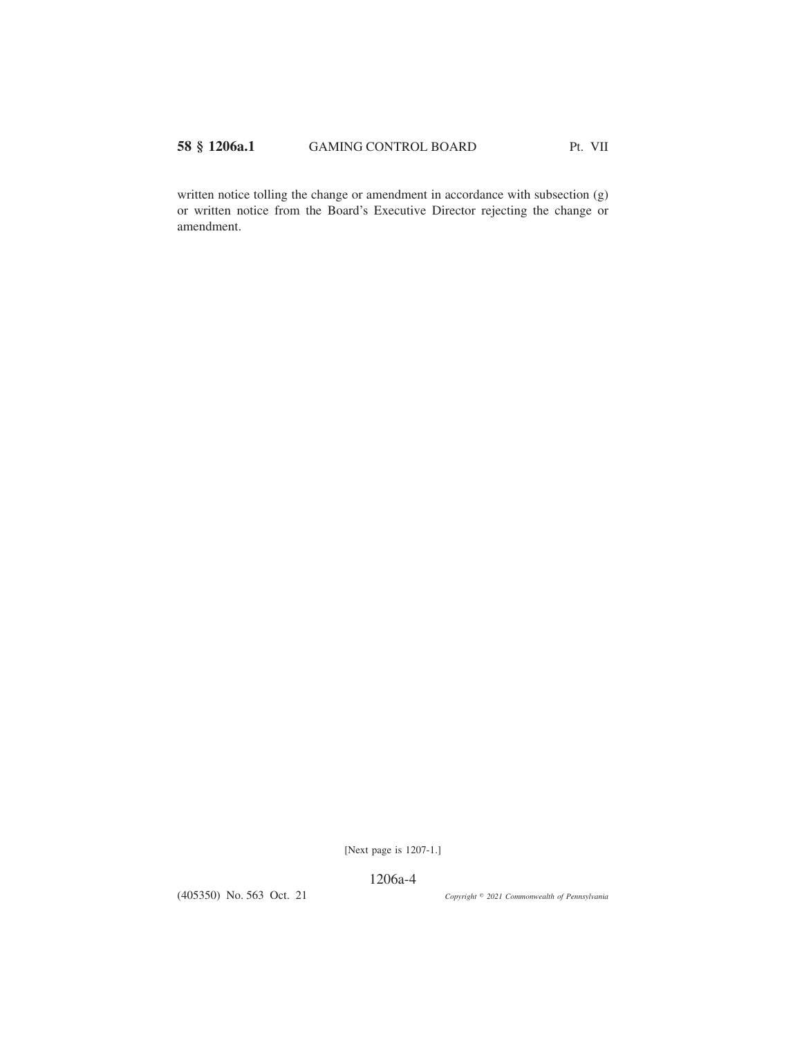written notice tolling the change or amendment in accordance with subsection (g) or written notice from the Board's Executive Director rejecting the change or amendment.

[Next page is 1207-1.]